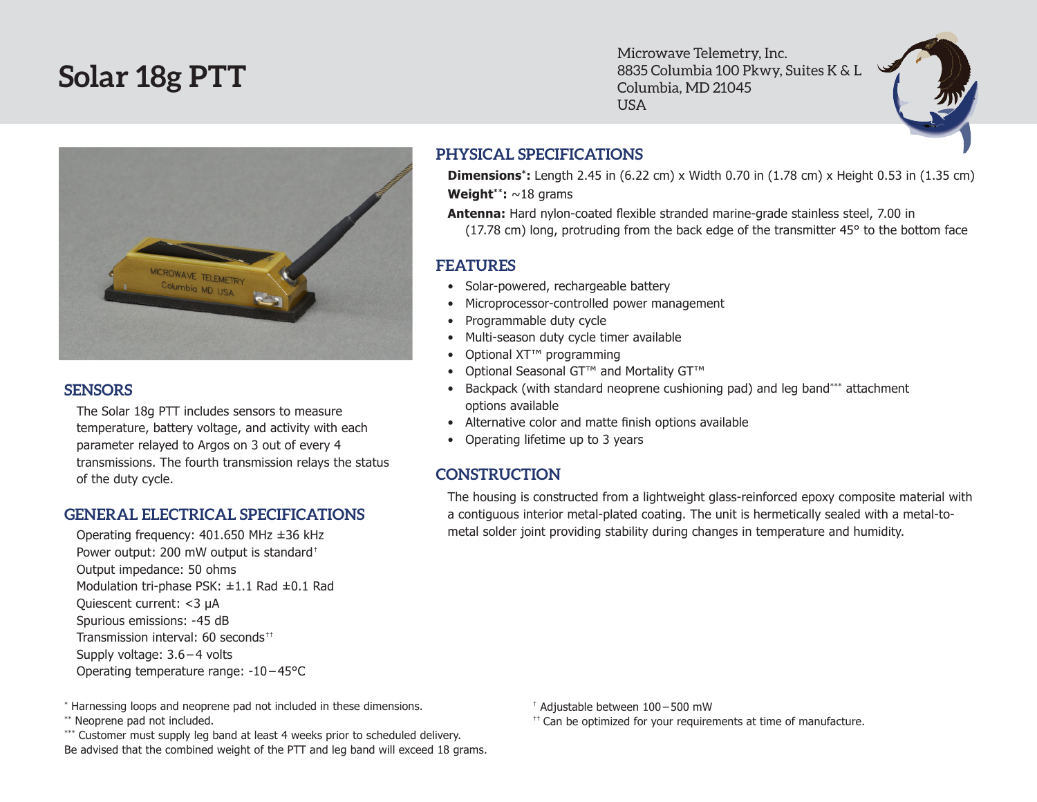# Solar 18g PTT

Microwave Telemetry, Inc.
8835 Columbia 100 Pkwy, Suites K & L
Columbia, MD 21045
USA

## SENSORS

The Solar 18g PTT includes sensors to measure temperature, battery voltage, and activity with each parameter relayed to Argos on 3 out of every 4 transmissions. The fourth transmission relays the status of the duty cycle.

## GENERAL ELECTRICAL SPECIFICATIONS

Operating frequency: 401.650 MHz ±36 kHz
Power output: 200 mW output is standard†
Output impedance: 50 ohms
Modulation tri-phase PSK: ±1.1 Rad ±0.1 Rad
Quiescent current: <3 μA
Spurious emissions: -45 dB
Transmission interval: 60 seconds††
Supply voltage: 3.6 – 4 volts
Operating temperature range: -10 – 45°C

## PHYSICAL SPECIFICATIONS

**Dimensions*:** Length 2.45 in (6.22 cm) x Width 0.70 in (1.78 cm) x Height 0.53 in (1.35 cm)

**Weight**:** ~18 grams

**Antenna:** Hard nylon-coated flexible stranded marine-grade stainless steel, 7.00 in (17.78 cm) long, protruding from the back edge of the transmitter 45° to the bottom face

## FEATURES

- Solar-powered, rechargeable battery
- Microprocessor-controlled power management
- Programmable duty cycle
- Multi-season duty cycle timer available
- Optional XT™ programming
- Optional Seasonal GT™ and Mortality GT™
- Backpack (with standard neoprene cushioning pad) and leg band*** attachment options available
- Alternative color and matte finish options available
- Operating lifetime up to 3 years

## CONSTRUCTION

The housing is constructed from a lightweight glass-reinforced epoxy composite material with a contiguous interior metal-plated coating. The unit is hermetically sealed with a metal-to-metal solder joint providing stability during changes in temperature and humidity.

\* Harnessing loops and neoprene pad not included in these dimensions.
** Neoprene pad not included.
*** Customer must supply leg band at least 4 weeks prior to scheduled delivery. Be advised that the combined weight of the PTT and leg band will exceed 18 grams.

† Adjustable between 100 – 500 mW
†† Can be optimized for your requirements at time of manufacture.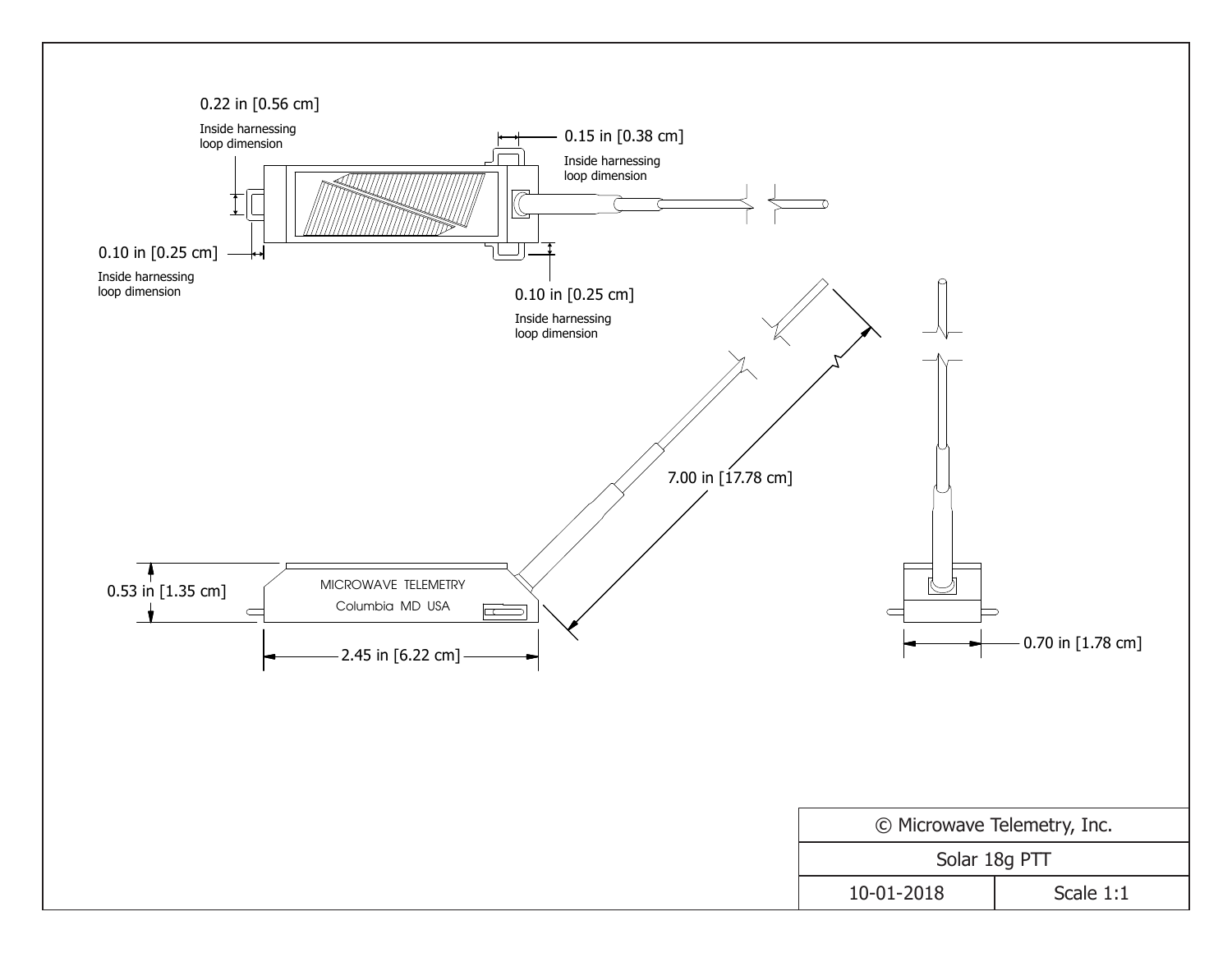0.22 in [0.56 cm]

Inside harnessing loop dimension

0.15 in [0.38 cm]

Inside harnessing loop dimension

0.10 in [0.25 cm]

Inside harnessing loop dimension

0.10 in [0.25 cm]

Inside harnessing loop dimension

7.00 in [17.78 cm]

MICROWAVE TELEMETRY

Columbia MD USA

0.53 in [1.35 cm]

2.45 in [6.22 cm]

0.70 in [1.78 cm]

| | |
|---|---|
| © Microwave Telemetry, Inc. | |
| Solar 18g PTT | |
| 10-01-2018 | Scale 1:1 |